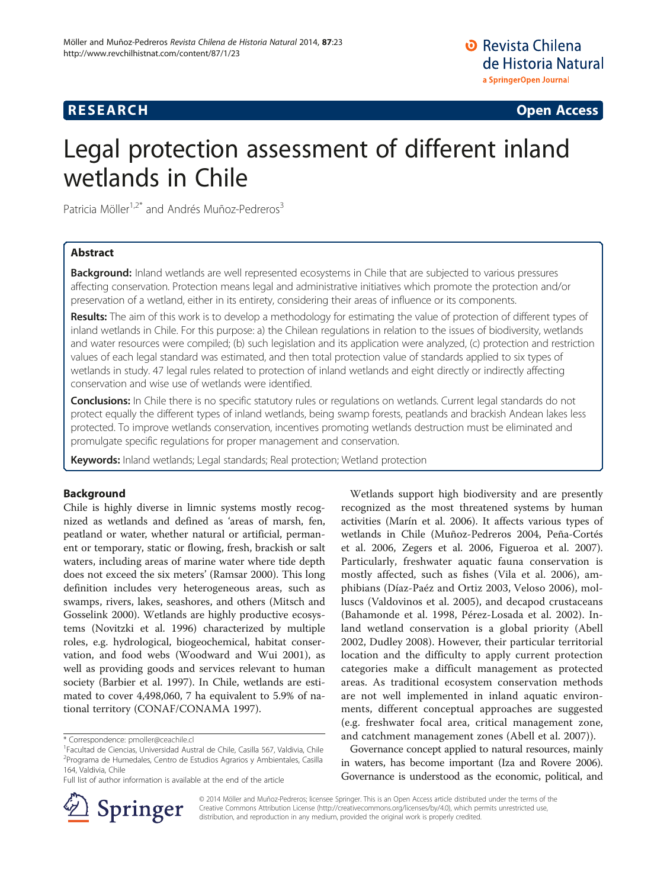RESEARCH Open Access

# Legal protection assessment of different inland wetlands in Chile

Patricia Möller[1,2*] and Andrés Muñoz-Pedreros[3]

## Abstract

**Background:** Inland wetlands are well represented ecosystems in Chile that are subjected to various pressures affecting conservation. Protection means legal and administrative initiatives which promote the protection and/or preservation of a wetland, either in its entirety, considering their areas of influence or its components.

**Results:** The aim of this work is to develop a methodology for estimating the value of protection of different types of inland wetlands in Chile. For this purpose: a) the Chilean regulations in relation to the issues of biodiversity, wetlands and water resources were compiled; (b) such legislation and its application were analyzed, (c) protection and restriction values of each legal standard was estimated, and then total protection value of standards applied to six types of wetlands in study. 47 legal rules related to protection of inland wetlands and eight directly or indirectly affecting conservation and wise use of wetlands were identified.

**Conclusions:** In Chile there is no specific statutory rules or regulations on wetlands. Current legal standards do not protect equally the different types of inland wetlands, being swamp forests, peatlands and brackish Andean lakes less protected. To improve wetlands conservation, incentives promoting wetlands destruction must be eliminated and promulgate specific regulations for proper management and conservation.

**Keywords:** Inland wetlands; Legal standards; Real protection; Wetland protection

## Background

Chile is highly diverse in limnic systems mostly recognized as wetlands and defined as 'areas of marsh, fen, peatland or water, whether natural or artificial, permanent or temporary, static or flowing, fresh, brackish or salt waters, including areas of marine water where tide depth does not exceed the six meters' (Ramsar 2000). This long definition includes very heterogeneous areas, such as swamps, rivers, lakes, seashores, and others (Mitsch and Gosselink 2000). Wetlands are highly productive ecosystems (Novitzki et al. 1996) characterized by multiple roles, e.g. hydrological, biogeochemical, habitat conservation, and food webs (Woodward and Wui 2001), as well as providing goods and services relevant to human society (Barbier et al. 1997). In Chile, wetlands are estimated to cover 4,498,060, 7 ha equivalent to 5.9% of national territory (CONAF/CONAMA 1997).

Wetlands support high biodiversity and are presently recognized as the most threatened systems by human activities (Marín et al. 2006). It affects various types of wetlands in Chile (Muñoz-Pedreros 2004, Peña-Cortés et al. 2006, Zegers et al. 2006, Figueroa et al. 2007). Particularly, freshwater aquatic fauna conservation is mostly affected, such as fishes (Vila et al. 2006), amphibians (Díaz-Paéz and Ortiz 2003, Veloso 2006), molluscs (Valdovinos et al. 2005), and decapod crustaceans (Bahamonde et al. 1998, Pérez-Losada et al. 2002). Inland wetland conservation is a global priority (Abell 2002, Dudley 2008). However, their particular territorial location and the difficulty to apply current protection categories make a difficult management as protected areas. As traditional ecosystem conservation methods are not well implemented in inland aquatic environments, different conceptual approaches are suggested (e.g. freshwater focal area, critical management zone, and catchment management zones (Abell et al. 2007)).

Governance concept applied to natural resources, mainly in waters, has become important (Iza and Rovere 2006). Governance is understood as the economic, political, and

\* Correspondence: pmoller@ceachile.cl
[1]Facultad de Ciencias, Universidad Austral de Chile, Casilla 567, Valdivia, Chile
[2]Programa de Humedales, Centro de Estudios Agrarios y Ambientales, Casilla 164, Valdivia, Chile
Full list of author information is available at the end of the article

© 2014 Möller and Muñoz-Pedreros; licensee Springer. This is an Open Access article distributed under the terms of the Creative Commons Attribution License (http://creativecommons.org/licenses/by/4.0), which permits unrestricted use, distribution, and reproduction in any medium, provided the original work is properly credited.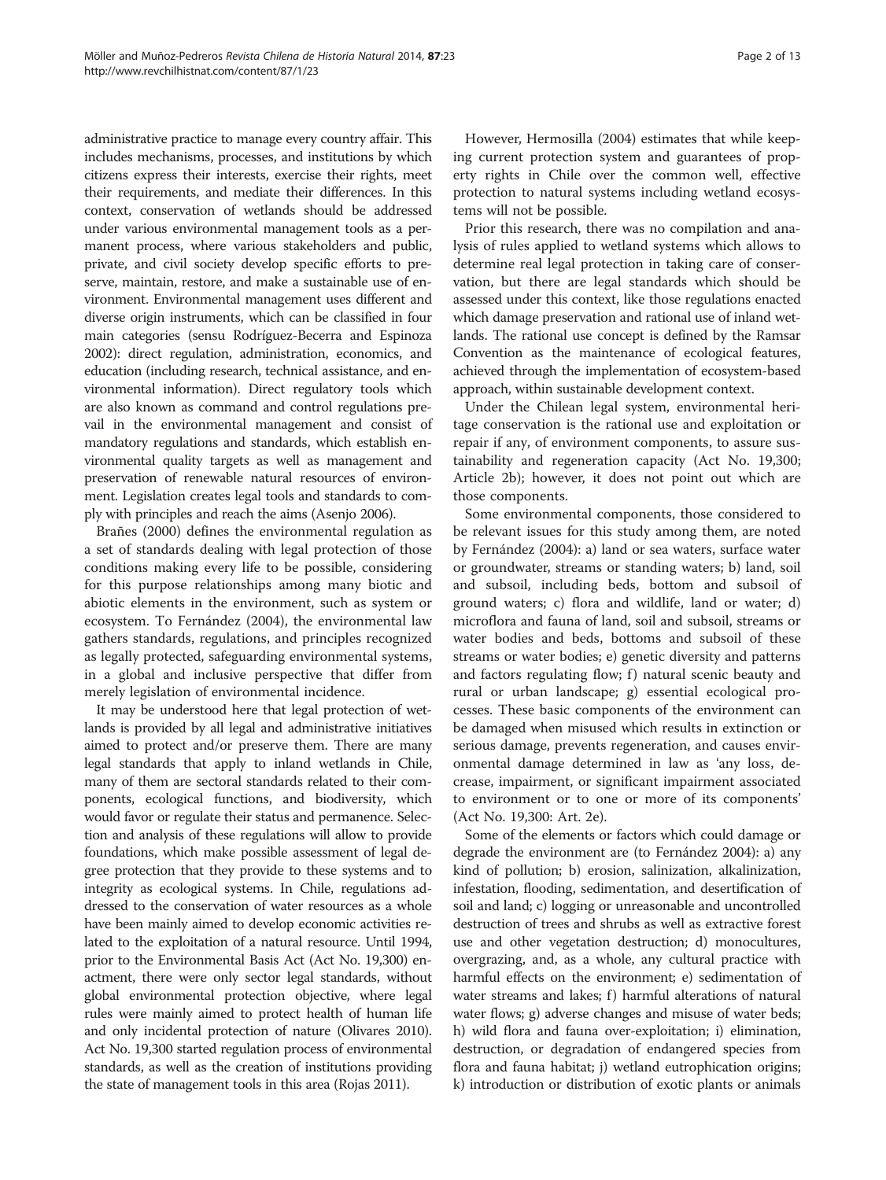administrative practice to manage every country affair. This includes mechanisms, processes, and institutions by which citizens express their interests, exercise their rights, meet their requirements, and mediate their differences. In this context, conservation of wetlands should be addressed under various environmental management tools as a permanent process, where various stakeholders and public, private, and civil society develop specific efforts to preserve, maintain, restore, and make a sustainable use of environment. Environmental management uses different and diverse origin instruments, which can be classified in four main categories (sensu Rodríguez-Becerra and Espinoza 2002): direct regulation, administration, economics, and education (including research, technical assistance, and environmental information). Direct regulatory tools which are also known as command and control regulations prevail in the environmental management and consist of mandatory regulations and standards, which establish environmental quality targets as well as management and preservation of renewable natural resources of environment. Legislation creates legal tools and standards to comply with principles and reach the aims (Asenjo 2006).

Brañes (2000) defines the environmental regulation as a set of standards dealing with legal protection of those conditions making every life to be possible, considering for this purpose relationships among many biotic and abiotic elements in the environment, such as system or ecosystem. To Fernández (2004), the environmental law gathers standards, regulations, and principles recognized as legally protected, safeguarding environmental systems, in a global and inclusive perspective that differ from merely legislation of environmental incidence.

It may be understood here that legal protection of wetlands is provided by all legal and administrative initiatives aimed to protect and/or preserve them. There are many legal standards that apply to inland wetlands in Chile, many of them are sectoral standards related to their components, ecological functions, and biodiversity, which would favor or regulate their status and permanence. Selection and analysis of these regulations will allow to provide foundations, which make possible assessment of legal degree protection that they provide to these systems and to integrity as ecological systems. In Chile, regulations addressed to the conservation of water resources as a whole have been mainly aimed to develop economic activities related to the exploitation of a natural resource. Until 1994, prior to the Environmental Basis Act (Act No. 19,300) enactment, there were only sector legal standards, without global environmental protection objective, where legal rules were mainly aimed to protect health of human life and only incidental protection of nature (Olivares 2010). Act No. 19,300 started regulation process of environmental standards, as well as the creation of institutions providing the state of management tools in this area (Rojas 2011).

However, Hermosilla (2004) estimates that while keeping current protection system and guarantees of property rights in Chile over the common well, effective protection to natural systems including wetland ecosystems will not be possible.

Prior this research, there was no compilation and analysis of rules applied to wetland systems which allows to determine real legal protection in taking care of conservation, but there are legal standards which should be assessed under this context, like those regulations enacted which damage preservation and rational use of inland wetlands. The rational use concept is defined by the Ramsar Convention as the maintenance of ecological features, achieved through the implementation of ecosystem-based approach, within sustainable development context.

Under the Chilean legal system, environmental heritage conservation is the rational use and exploitation or repair if any, of environment components, to assure sustainability and regeneration capacity (Act No. 19,300; Article 2b); however, it does not point out which are those components.

Some environmental components, those considered to be relevant issues for this study among them, are noted by Fernández (2004): a) land or sea waters, surface water or groundwater, streams or standing waters; b) land, soil and subsoil, including beds, bottom and subsoil of ground waters; c) flora and wildlife, land or water; d) microflora and fauna of land, soil and subsoil, streams or water bodies and beds, bottoms and subsoil of these streams or water bodies; e) genetic diversity and patterns and factors regulating flow; f) natural scenic beauty and rural or urban landscape; g) essential ecological processes. These basic components of the environment can be damaged when misused which results in extinction or serious damage, prevents regeneration, and causes environmental damage determined in law as 'any loss, decrease, impairment, or significant impairment associated to environment or to one or more of its components' (Act No. 19,300: Art. 2e).

Some of the elements or factors which could damage or degrade the environment are (to Fernández 2004): a) any kind of pollution; b) erosion, salinization, alkalinization, infestation, flooding, sedimentation, and desertification of soil and land; c) logging or unreasonable and uncontrolled destruction of trees and shrubs as well as extractive forest use and other vegetation destruction; d) monocultures, overgrazing, and, as a whole, any cultural practice with harmful effects on the environment; e) sedimentation of water streams and lakes; f) harmful alterations of natural water flows; g) adverse changes and misuse of water beds; h) wild flora and fauna over-exploitation; i) elimination, destruction, or degradation of endangered species from flora and fauna habitat; j) wetland eutrophication origins; k) introduction or distribution of exotic plants or animals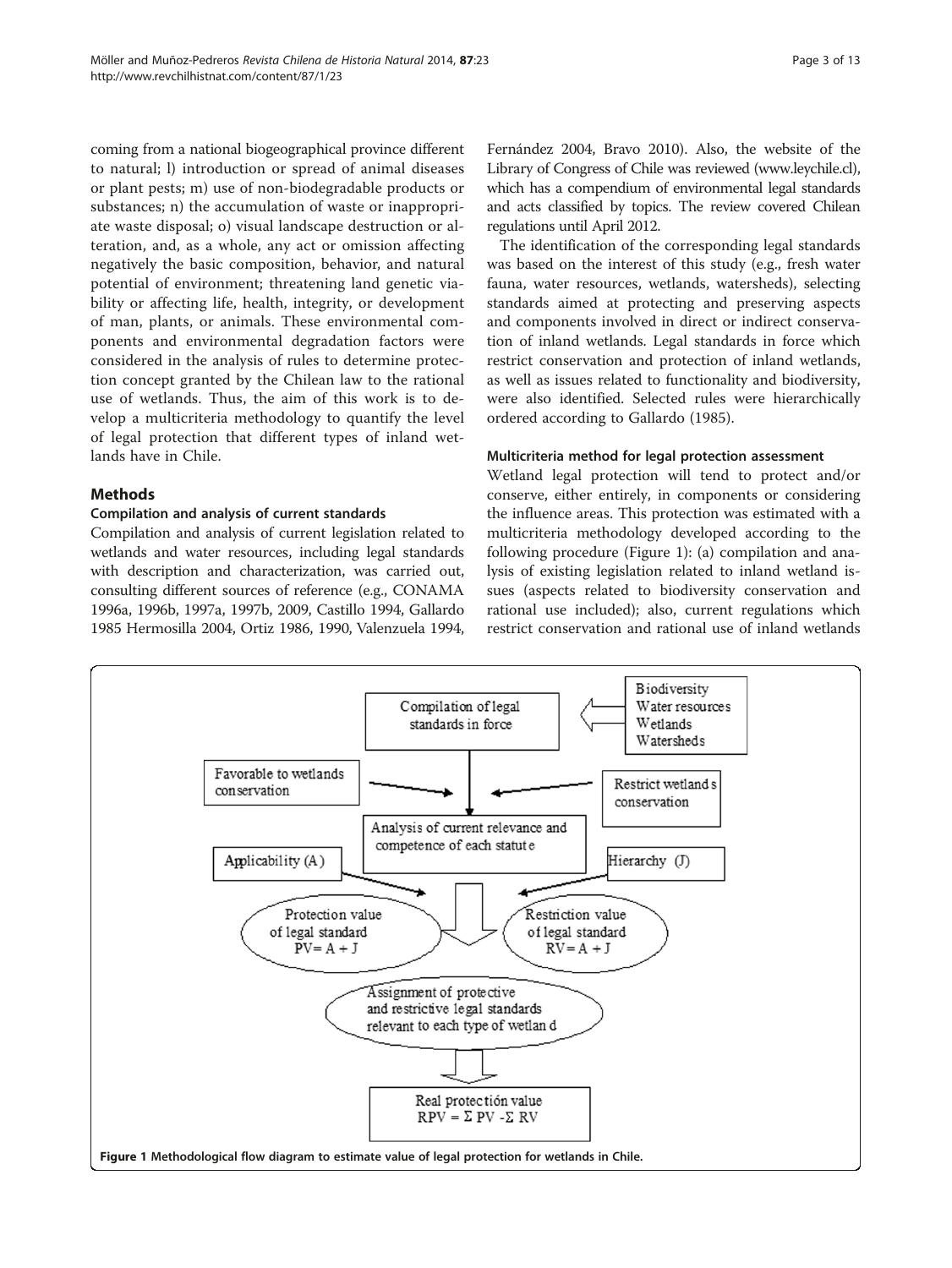coming from a national biogeographical province different to natural; l) introduction or spread of animal diseases or plant pests; m) use of non-biodegradable products or substances; n) the accumulation of waste or inappropriate waste disposal; o) visual landscape destruction or alteration, and, as a whole, any act or omission affecting negatively the basic composition, behavior, and natural potential of environment; threatening land genetic viability or affecting life, health, integrity, or development of man, plants, or animals. These environmental components and environmental degradation factors were considered in the analysis of rules to determine protection concept granted by the Chilean law to the rational use of wetlands. Thus, the aim of this work is to develop a multicriteria methodology to quantify the level of legal protection that different types of inland wetlands have in Chile.

## Methods

### Compilation and analysis of current standards

Compilation and analysis of current legislation related to wetlands and water resources, including legal standards with description and characterization, was carried out, consulting different sources of reference (e.g., CONAMA 1996a, 1996b, 1997a, 1997b, 2009, Castillo 1994, Gallardo 1985 Hermosilla 2004, Ortiz 1986, 1990, Valenzuela 1994, Fernández 2004, Bravo 2010). Also, the website of the Library of Congress of Chile was reviewed (www.leychile.cl), which has a compendium of environmental legal standards and acts classified by topics. The review covered Chilean regulations until April 2012.

The identification of the corresponding legal standards was based on the interest of this study (e.g., fresh water fauna, water resources, wetlands, watersheds), selecting standards aimed at protecting and preserving aspects and components involved in direct or indirect conservation of inland wetlands. Legal standards in force which restrict conservation and protection of inland wetlands, as well as issues related to functionality and biodiversity, were also identified. Selected rules were hierarchically ordered according to Gallardo (1985).

### Multicriteria method for legal protection assessment

Wetland legal protection will tend to protect and/or conserve, either entirely, in components or considering the influence areas. This protection was estimated with a multicriteria methodology developed according to the following procedure (Figure 1): (a) compilation and analysis of existing legislation related to inland wetland issues (aspects related to biodiversity conservation and rational use included); also, current regulations which restrict conservation and rational use of inland wetlands

Compilation of legal standards in force

Biodiversity
Water resources
Wetlands
Watersheds

Favorable to wetlands conservation

Restrict wetlands conservation

Analysis of current relevance and competence of each statute

Applicability (A)

Hierarchy (J)

Protection value of legal standard $PV = A + J$

Restriction value of legal standard $RV = A + J$

Assignment of protective and restrictive legal standards relevant to each type of wetland

Real protectión value $RPV = \Sigma\ PV - \Sigma\ RV$

**Figure 1** Methodological flow diagram to estimate value of legal protection for wetlands in Chile.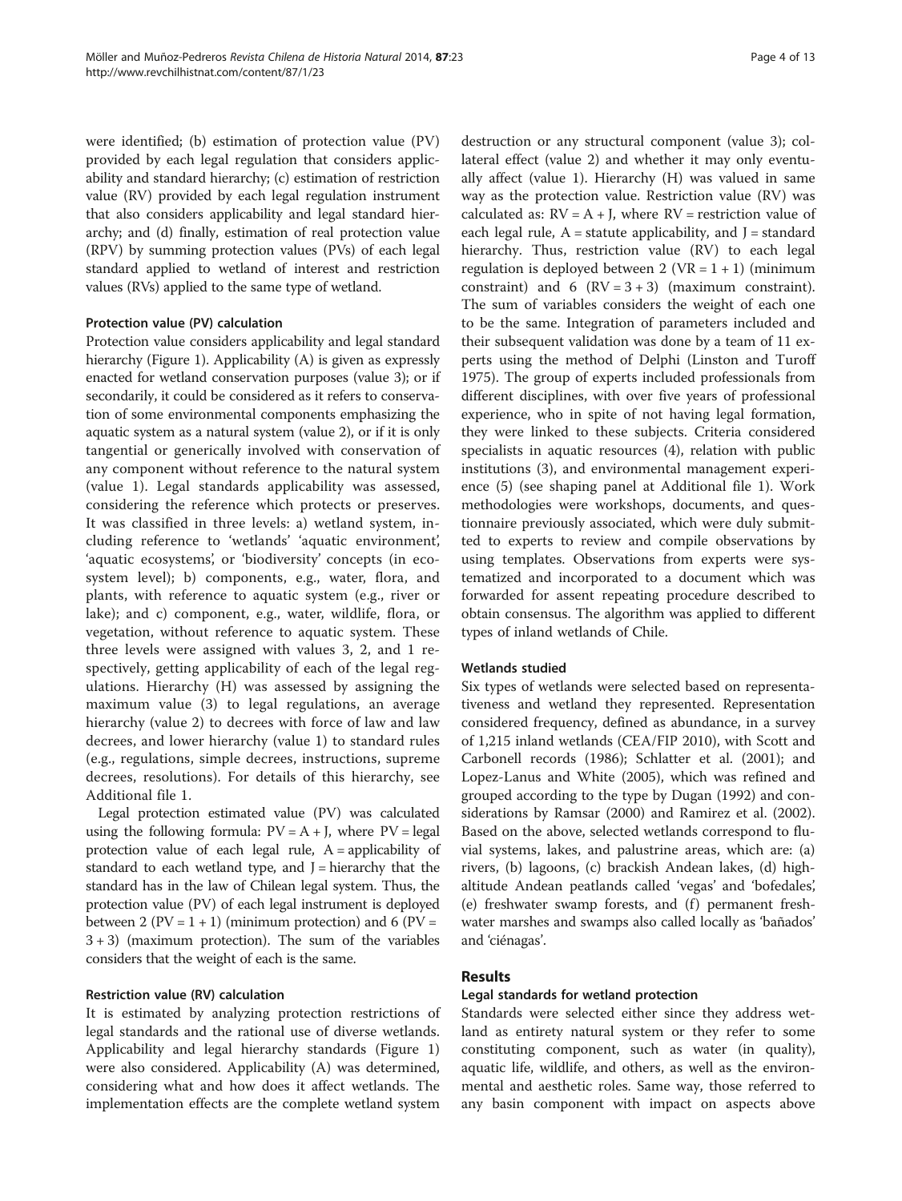were identified; (b) estimation of protection value (PV) provided by each legal regulation that considers applicability and standard hierarchy; (c) estimation of restriction value (RV) provided by each legal regulation instrument that also considers applicability and legal standard hierarchy; and (d) finally, estimation of real protection value (RPV) by summing protection values (PVs) of each legal standard applied to wetland of interest and restriction values (RVs) applied to the same type of wetland.

#### Protection value (PV) calculation

Protection value considers applicability and legal standard hierarchy (Figure 1). Applicability (A) is given as expressly enacted for wetland conservation purposes (value 3); or if secondarily, it could be considered as it refers to conservation of some environmental components emphasizing the aquatic system as a natural system (value 2), or if it is only tangential or generically involved with conservation of any component without reference to the natural system (value 1). Legal standards applicability was assessed, considering the reference which protects or preserves. It was classified in three levels: a) wetland system, including reference to 'wetlands' 'aquatic environment', 'aquatic ecosystems', or 'biodiversity' concepts (in ecosystem level); b) components, e.g., water, flora, and plants, with reference to aquatic system (e.g., river or lake); and c) component, e.g., water, wildlife, flora, or vegetation, without reference to aquatic system. These three levels were assigned with values 3, 2, and 1 respectively, getting applicability of each of the legal regulations. Hierarchy (H) was assessed by assigning the maximum value (3) to legal regulations, an average hierarchy (value 2) to decrees with force of law and law decrees, and lower hierarchy (value 1) to standard rules (e.g., regulations, simple decrees, instructions, supreme decrees, resolutions). For details of this hierarchy, see Additional file 1.

Legal protection estimated value (PV) was calculated using the following formula: $PV = A + J$, where PV = legal protection value of each legal rule, A = applicability of standard to each wetland type, and J = hierarchy that the standard has in the law of Chilean legal system. Thus, the protection value (PV) of each legal instrument is deployed between 2 ($PV = 1 + 1$) (minimum protection) and 6 ($PV = 3 + 3$) (maximum protection). The sum of the variables considers that the weight of each is the same.

#### Restriction value (RV) calculation

It is estimated by analyzing protection restrictions of legal standards and the rational use of diverse wetlands. Applicability and legal hierarchy standards (Figure 1) were also considered. Applicability (A) was determined, considering what and how does it affect wetlands. The implementation effects are the complete wetland system destruction or any structural component (value 3); collateral effect (value 2) and whether it may only eventually affect (value 1). Hierarchy (H) was valued in same way as the protection value. Restriction value (RV) was calculated as: $RV = A + J$, where RV = restriction value of each legal rule, A = statute applicability, and J = standard hierarchy. Thus, restriction value (RV) to each legal regulation is deployed between 2 ($VR = 1 + 1$) (minimum constraint) and 6 ($RV = 3 + 3$) (maximum constraint). The sum of variables considers the weight of each one to be the same. Integration of parameters included and their subsequent validation was done by a team of 11 experts using the method of Delphi (Linston and Turoff 1975). The group of experts included professionals from different disciplines, with over five years of professional experience, who in spite of not having legal formation, they were linked to these subjects. Criteria considered specialists in aquatic resources (4), relation with public institutions (3), and environmental management experience (5) (see shaping panel at Additional file 1). Work methodologies were workshops, documents, and questionnaire previously associated, which were duly submitted to experts to review and compile observations by using templates. Observations from experts were systematized and incorporated to a document which was forwarded for assent repeating procedure described to obtain consensus. The algorithm was applied to different types of inland wetlands of Chile.

#### Wetlands studied

Six types of wetlands were selected based on representativeness and wetland they represented. Representation considered frequency, defined as abundance, in a survey of 1,215 inland wetlands (CEA/FIP 2010), with Scott and Carbonell records (1986); Schlatter et al. (2001); and Lopez-Lanus and White (2005), which was refined and grouped according to the type by Dugan (1992) and considerations by Ramsar (2000) and Ramirez et al. (2002). Based on the above, selected wetlands correspond to fluvial systems, lakes, and palustrine areas, which are: (a) rivers, (b) lagoons, (c) brackish Andean lakes, (d) high-altitude Andean peatlands called 'vegas' and 'bofedales', (e) freshwater swamp forests, and (f) permanent freshwater marshes and swamps also called locally as 'bañados' and 'ciénagas'.

## Results

#### Legal standards for wetland protection

Standards were selected either since they address wetland as entirety natural system or they refer to some constituting component, such as water (in quality), aquatic life, wildlife, and others, as well as the environmental and aesthetic roles. Same way, those referred to any basin component with impact on aspects above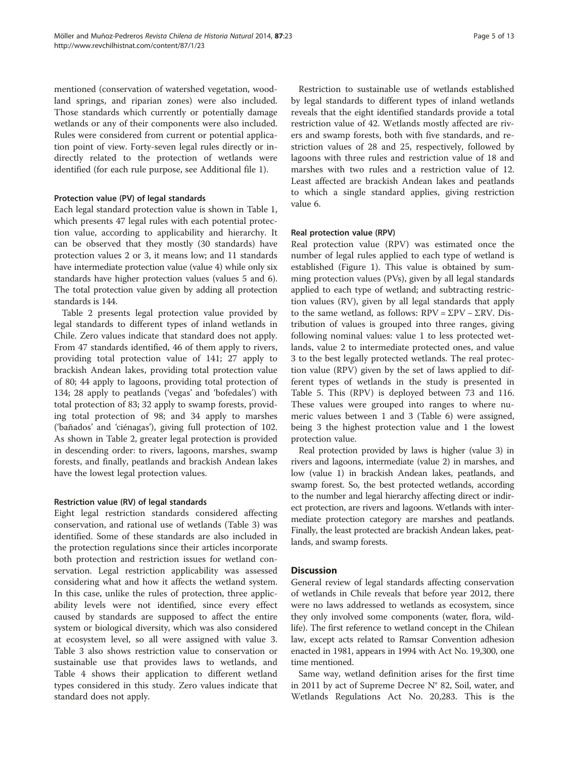mentioned (conservation of watershed vegetation, woodland springs, and riparian zones) were also included. Those standards which currently or potentially damage wetlands or any of their components were also included. Rules were considered from current or potential application point of view. Forty-seven legal rules directly or indirectly related to the protection of wetlands were identified (for each rule purpose, see Additional file 1).

#### Protection value (PV) of legal standards

Each legal standard protection value is shown in Table 1, which presents 47 legal rules with each potential protection value, according to applicability and hierarchy. It can be observed that they mostly (30 standards) have protection values 2 or 3, it means low; and 11 standards have intermediate protection value (value 4) while only six standards have higher protection values (values 5 and 6). The total protection value given by adding all protection standards is 144.

Table 2 presents legal protection value provided by legal standards to different types of inland wetlands in Chile. Zero values indicate that standard does not apply. From 47 standards identified, 46 of them apply to rivers, providing total protection value of 141; 27 apply to brackish Andean lakes, providing total protection value of 80; 44 apply to lagoons, providing total protection of 134; 28 apply to peatlands ('vegas' and 'bofedales') with total protection of 83; 32 apply to swamp forests, providing total protection of 98; and 34 apply to marshes ('bañados' and 'ciénagas'), giving full protection of 102. As shown in Table 2, greater legal protection is provided in descending order: to rivers, lagoons, marshes, swamp forests, and finally, peatlands and brackish Andean lakes have the lowest legal protection values.

#### Restriction value (RV) of legal standards

Eight legal restriction standards considered affecting conservation, and rational use of wetlands (Table 3) was identified. Some of these standards are also included in the protection regulations since their articles incorporate both protection and restriction issues for wetland conservation. Legal restriction applicability was assessed considering what and how it affects the wetland system. In this case, unlike the rules of protection, three applicability levels were not identified, since every effect caused by standards are supposed to affect the entire system or biological diversity, which was also considered at ecosystem level, so all were assigned with value 3. Table 3 also shows restriction value to conservation or sustainable use that provides laws to wetlands, and Table 4 shows their application to different wetland types considered in this study. Zero values indicate that standard does not apply.

Restriction to sustainable use of wetlands established by legal standards to different types of inland wetlands reveals that the eight identified standards provide a total restriction value of 42. Wetlands mostly affected are rivers and swamp forests, both with five standards, and restriction values of 28 and 25, respectively, followed by lagoons with three rules and restriction value of 18 and marshes with two rules and a restriction value of 12. Least affected are brackish Andean lakes and peatlands to which a single standard applies, giving restriction value 6.

#### Real protection value (RPV)

Real protection value (RPV) was estimated once the number of legal rules applied to each type of wetland is established (Figure 1). This value is obtained by summing protection values (PVs), given by all legal standards applied to each type of wetland; and subtracting restriction values (RV), given by all legal standards that apply to the same wetland, as follows: $RPV = \Sigma PV - \Sigma RV$. Distribution of values is grouped into three ranges, giving following nominal values: value 1 to less protected wetlands, value 2 to intermediate protected ones, and value 3 to the best legally protected wetlands. The real protection value (RPV) given by the set of laws applied to different types of wetlands in the study is presented in Table 5. This (RPV) is deployed between 73 and 116. These values were grouped into ranges to where numeric values between 1 and 3 (Table 6) were assigned, being 3 the highest protection value and 1 the lowest protection value.

Real protection provided by laws is higher (value 3) in rivers and lagoons, intermediate (value 2) in marshes, and low (value 1) in brackish Andean lakes, peatlands, and swamp forest. So, the best protected wetlands, according to the number and legal hierarchy affecting direct or indirect protection, are rivers and lagoons. Wetlands with intermediate protection category are marshes and peatlands. Finally, the least protected are brackish Andean lakes, peatlands, and swamp forests.

## Discussion

General review of legal standards affecting conservation of wetlands in Chile reveals that before year 2012, there were no laws addressed to wetlands as ecosystem, since they only involved some components (water, flora, wildlife). The first reference to wetland concept in the Chilean law, except acts related to Ramsar Convention adhesion enacted in 1981, appears in 1994 with Act No. 19,300, one time mentioned.

Same way, wetland definition arises for the first time in 2011 by act of Supreme Decree N° 82, Soil, water, and Wetlands Regulations Act No. 20,283. This is the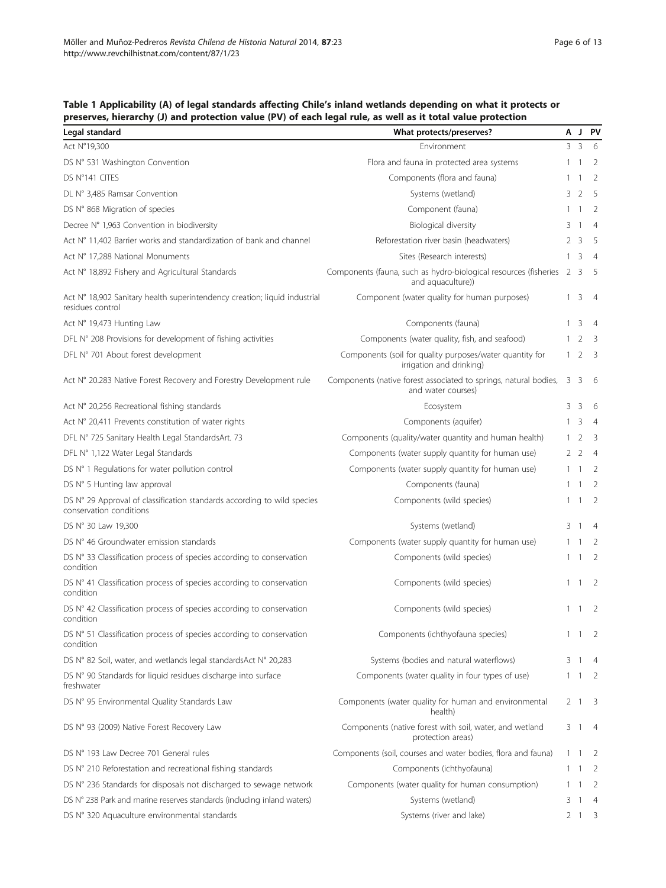**Table 1 Applicability (A) of legal standards affecting Chile's inland wetlands depending on what it protects or preserves, hierarchy (J) and protection value (PV) of each legal rule, as well as it total value protection**

| Legal standard | What protects/preserves? | A | J | PV |
|---|---|---|---|---|
| Act N°19,300 | Environment | 3 | 3 | 6 |
| DS N° 531 Washington Convention | Flora and fauna in protected area systems | 1 | 1 | 2 |
| DS N°141 CITES | Components (flora and fauna) | 1 | 1 | 2 |
| DL N° 3,485 Ramsar Convention | Systems (wetland) | 3 | 2 | 5 |
| DS N° 868 Migration of species | Component (fauna) | 1 | 1 | 2 |
| Decree N° 1,963 Convention in biodiversity | Biological diversity | 3 | 1 | 4 |
| Act N° 11,402 Barrier works and standardization of bank and channel | Reforestation river basin (headwaters) | 2 | 3 | 5 |
| Act N° 17,288 National Monuments | Sites (Research interests) | 1 | 3 | 4 |
| Act N° 18,892 Fishery and Agricultural Standards | Components (fauna, such as hydro-biological resources (fisheries and aquaculture)) | 2 | 3 | 5 |
| Act N° 18,902 Sanitary health superintendency creation; liquid industrial residues control | Component (water quality for human purposes) | 1 | 3 | 4 |
| Act N° 19,473 Hunting Law | Components (fauna) | 1 | 3 | 4 |
| DFL N° 208 Provisions for development of fishing activities | Components (water quality, fish, and seafood) | 1 | 2 | 3 |
| DFL N° 701 About forest development | Components (soil for quality purposes/water quantity for irrigation and drinking) | 1 | 2 | 3 |
| Act N° 20.283 Native Forest Recovery and Forestry Development rule | Components (native forest associated to springs, natural bodies, and water courses) | 3 | 3 | 6 |
| Act N° 20,256 Recreational fishing standards | Ecosystem | 3 | 3 | 6 |
| Act N° 20,411 Prevents constitution of water rights | Components (aquifer) | 1 | 3 | 4 |
| DFL N° 725 Sanitary Health Legal StandardsArt. 73 | Components (quality/water quantity and human health) | 1 | 2 | 3 |
| DFL N° 1,122 Water Legal Standards | Components (water supply quantity for human use) | 2 | 2 | 4 |
| DS N° 1 Regulations for water pollution control | Components (water supply quantity for human use) | 1 | 1 | 2 |
| DS N° 5 Hunting law approval | Components (fauna) | 1 | 1 | 2 |
| DS N° 29 Approval of classification standards according to wild species conservation conditions | Components (wild species) | 1 | 1 | 2 |
| DS N° 30 Law 19,300 | Systems (wetland) | 3 | 1 | 4 |
| DS N° 46 Groundwater emission standards | Components (water supply quantity for human use) | 1 | 1 | 2 |
| DS N° 33 Classification process of species according to conservation condition | Components (wild species) | 1 | 1 | 2 |
| DS N° 41 Classification process of species according to conservation condition | Components (wild species) | 1 | 1 | 2 |
| DS N° 42 Classification process of species according to conservation condition | Components (wild species) | 1 | 1 | 2 |
| DS N° 51 Classification process of species according to conservation condition | Components (ichthyofauna species) | 1 | 1 | 2 |
| DS N° 82 Soil, water, and wetlands legal standardsAct N° 20,283 | Systems (bodies and natural waterflows) | 3 | 1 | 4 |
| DS N° 90 Standards for liquid residues discharge into surface freshwater | Components (water quality in four types of use) | 1 | 1 | 2 |
| DS N° 95 Environmental Quality Standards Law | Components (water quality for human and environmental health) | 2 | 1 | 3 |
| DS N° 93 (2009) Native Forest Recovery Law | Components (native forest with soil, water, and wetland protection areas) | 3 | 1 | 4 |
| DS N° 193 Law Decree 701 General rules | Components (soil, courses and water bodies, flora and fauna) | 1 | 1 | 2 |
| DS N° 210 Reforestation and recreational fishing standards | Components (ichthyofauna) | 1 | 1 | 2 |
| DS N° 236 Standards for disposals not discharged to sewage network | Components (water quality for human consumption) | 1 | 1 | 2 |
| DS N° 238 Park and marine reserves standards (including inland waters) | Systems (wetland) | 3 | 1 | 4 |
| DS N° 320 Aquaculture environmental standards | Systems (river and lake) | 2 | 1 | 3 |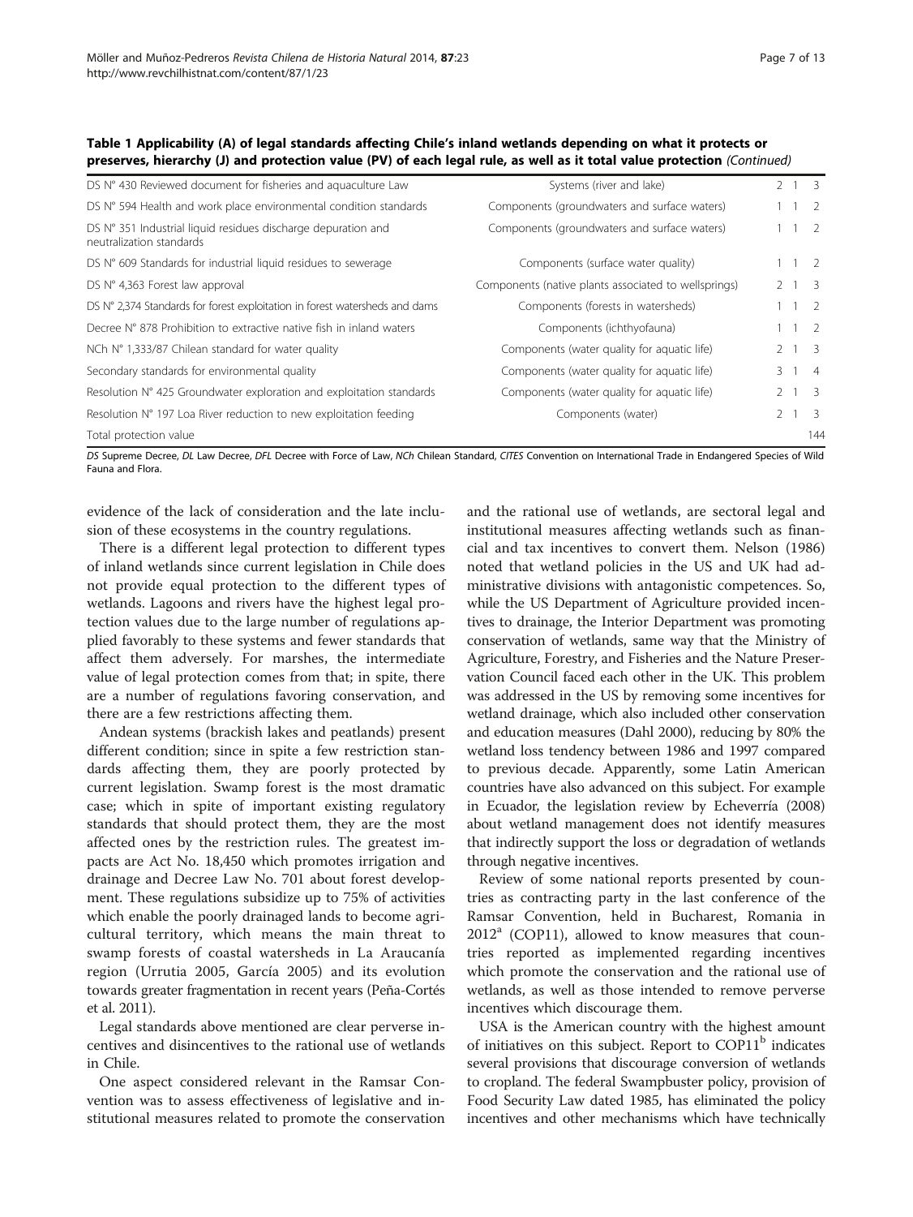**Table 1 Applicability (A) of legal standards affecting Chile's inland wetlands depending on what it protects or preserves, hierarchy (J) and protection value (PV) of each legal rule, as well as it total value protection** *(Continued)*

| | | | | |
|---|---|---|---|---|
| DS N° 430 Reviewed document for fisheries and aquaculture Law | Systems (river and lake) | 2 | 1 | 3 |
| DS N° 594 Health and work place environmental condition standards | Components (groundwaters and surface waters) | 1 | 1 | 2 |
| DS N° 351 Industrial liquid residues discharge depuration and neutralization standards | Components (groundwaters and surface waters) | 1 | 1 | 2 |
| DS N° 609 Standards for industrial liquid residues to sewerage | Components (surface water quality) | 1 | 1 | 2 |
| DS N° 4,363 Forest law approval | Components (native plants associated to wellsprings) | 2 | 1 | 3 |
| DS N° 2,374 Standards for forest exploitation in forest watersheds and dams | Components (forests in watersheds) | 1 | 1 | 2 |
| Decree N° 878 Prohibition to extractive native fish in inland waters | Components (ichthyofauna) | 1 | 1 | 2 |
| NCh N° 1,333/87 Chilean standard for water quality | Components (water quality for aquatic life) | 2 | 1 | 3 |
| Secondary standards for environmental quality | Components (water quality for aquatic life) | 3 | 1 | 4 |
| Resolution N° 425 Groundwater exploration and exploitation standards | Components (water quality for aquatic life) | 2 | 1 | 3 |
| Resolution N° 197 Loa River reduction to new exploitation feeding | Components (water) | 2 | 1 | 3 |
| Total protection value | | | | 144 |

*DS* Supreme Decree, *DL* Law Decree, *DFL* Decree with Force of Law, *NCh* Chilean Standard, *CITES* Convention on International Trade in Endangered Species of Wild Fauna and Flora.

evidence of the lack of consideration and the late inclusion of these ecosystems in the country regulations.

There is a different legal protection to different types of inland wetlands since current legislation in Chile does not provide equal protection to the different types of wetlands. Lagoons and rivers have the highest legal protection values due to the large number of regulations applied favorably to these systems and fewer standards that affect them adversely. For marshes, the intermediate value of legal protection comes from that; in spite, there are a number of regulations favoring conservation, and there are a few restrictions affecting them.

Andean systems (brackish lakes and peatlands) present different condition; since in spite a few restriction standards affecting them, they are poorly protected by current legislation. Swamp forest is the most dramatic case; which in spite of important existing regulatory standards that should protect them, they are the most affected ones by the restriction rules. The greatest impacts are Act No. 18,450 which promotes irrigation and drainage and Decree Law No. 701 about forest development. These regulations subsidize up to 75% of activities which enable the poorly drainaged lands to become agricultural territory, which means the main threat to swamp forests of coastal watersheds in La Araucanía region (Urrutia 2005, García 2005) and its evolution towards greater fragmentation in recent years (Peña-Cortés et al. 2011).

Legal standards above mentioned are clear perverse incentives and disincentives to the rational use of wetlands in Chile.

One aspect considered relevant in the Ramsar Convention was to assess effectiveness of legislative and institutional measures related to promote the conservation and the rational use of wetlands, are sectoral legal and institutional measures affecting wetlands such as financial and tax incentives to convert them. Nelson (1986) noted that wetland policies in the US and UK had administrative divisions with antagonistic competences. So, while the US Department of Agriculture provided incentives to drainage, the Interior Department was promoting conservation of wetlands, same way that the Ministry of Agriculture, Forestry, and Fisheries and the Nature Preservation Council faced each other in the UK. This problem was addressed in the US by removing some incentives for wetland drainage, which also included other conservation and education measures (Dahl 2000), reducing by 80% the wetland loss tendency between 1986 and 1997 compared to previous decade. Apparently, some Latin American countries have also advanced on this subject. For example in Ecuador, the legislation review by Echeverría (2008) about wetland management does not identify measures that indirectly support the loss or degradation of wetlands through negative incentives.

Review of some national reports presented by countries as contracting party in the last conference of the Ramsar Convention, held in Bucharest, Romania in 2012[a] (COP11), allowed to know measures that countries reported as implemented regarding incentives which promote the conservation and the rational use of wetlands, as well as those intended to remove perverse incentives which discourage them.

USA is the American country with the highest amount of initiatives on this subject. Report to COP11[b] indicates several provisions that discourage conversion of wetlands to cropland. The federal Swampbuster policy, provision of Food Security Law dated 1985, has eliminated the policy incentives and other mechanisms which have technically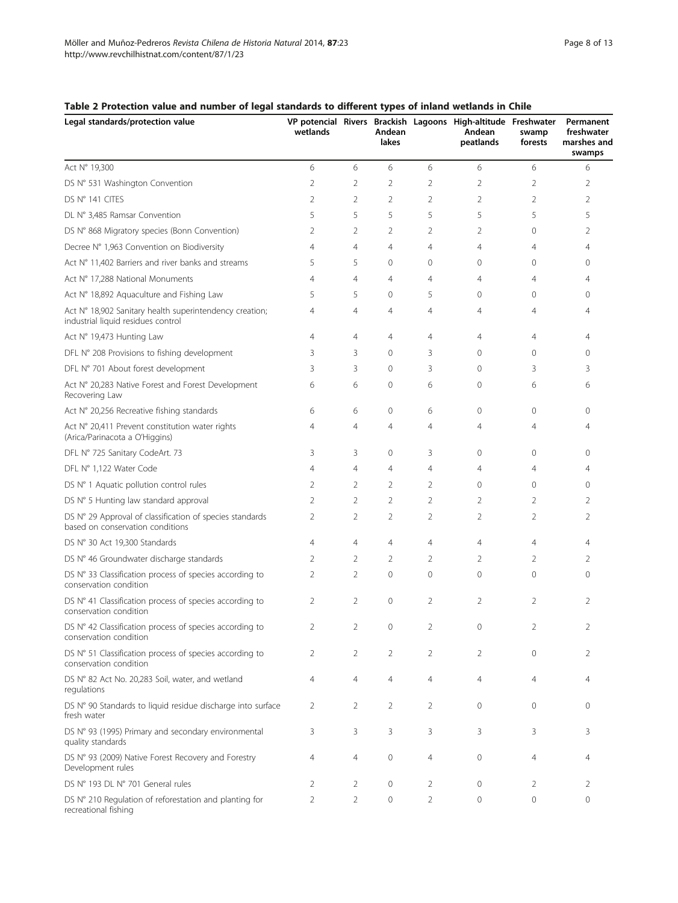**Table 2 Protection value and number of legal standards to different types of inland wetlands in Chile**

| Legal standards/protection value | VP potencial wetlands | Rivers | Brackish Andean lakes | Lagoons | High-altitude Andean peatlands | Freshwater swamp forests | Permanent freshwater marshes and swamps |
|---|---|---|---|---|---|---|---|
| Act N° 19,300 | 6 | 6 | 6 | 6 | 6 | 6 | 6 |
| DS N° 531 Washington Convention | 2 | 2 | 2 | 2 | 2 | 2 | 2 |
| DS N° 141 CITES | 2 | 2 | 2 | 2 | 2 | 2 | 2 |
| DL N° 3,485 Ramsar Convention | 5 | 5 | 5 | 5 | 5 | 5 | 5 |
| DS N° 868 Migratory species (Bonn Convention) | 2 | 2 | 2 | 2 | 2 | 0 | 2 |
| Decree N° 1,963 Convention on Biodiversity | 4 | 4 | 4 | 4 | 4 | 4 | 4 |
| Act N° 11,402 Barriers and river banks and streams | 5 | 5 | 0 | 0 | 0 | 0 | 0 |
| Act N° 17,288 National Monuments | 4 | 4 | 4 | 4 | 4 | 4 | 4 |
| Act N° 18,892 Aquaculture and Fishing Law | 5 | 5 | 0 | 5 | 0 | 0 | 0 |
| Act N° 18,902 Sanitary health superintendency creation; industrial liquid residues control | 4 | 4 | 4 | 4 | 4 | 4 | 4 |
| Act N° 19,473 Hunting Law | 4 | 4 | 4 | 4 | 4 | 4 | 4 |
| DFL N° 208 Provisions to fishing development | 3 | 3 | 0 | 3 | 0 | 0 | 0 |
| DFL N° 701 About forest development | 3 | 3 | 0 | 3 | 0 | 3 | 3 |
| Act N° 20,283 Native Forest and Forest Development Recovering Law | 6 | 6 | 0 | 6 | 0 | 6 | 6 |
| Act N° 20,256 Recreative fishing standards | 6 | 6 | 0 | 6 | 0 | 0 | 0 |
| Act N° 20,411 Prevent constitution water rights (Arica/Parinacota a O'Higgins) | 4 | 4 | 4 | 4 | 4 | 4 | 4 |
| DFL N° 725 Sanitary CodeArt. 73 | 3 | 3 | 0 | 3 | 0 | 0 | 0 |
| DFL N° 1,122 Water Code | 4 | 4 | 4 | 4 | 4 | 4 | 4 |
| DS N° 1 Aquatic pollution control rules | 2 | 2 | 2 | 2 | 0 | 0 | 0 |
| DS N° 5 Hunting law standard approval | 2 | 2 | 2 | 2 | 2 | 2 | 2 |
| DS N° 29 Approval of classification of species standards based on conservation conditions | 2 | 2 | 2 | 2 | 2 | 2 | 2 |
| DS N° 30 Act 19,300 Standards | 4 | 4 | 4 | 4 | 4 | 4 | 4 |
| DS N° 46 Groundwater discharge standards | 2 | 2 | 2 | 2 | 2 | 2 | 2 |
| DS N° 33 Classification process of species according to conservation condition | 2 | 2 | 0 | 0 | 0 | 0 | 0 |
| DS N° 41 Classification process of species according to conservation condition | 2 | 2 | 0 | 2 | 2 | 2 | 2 |
| DS N° 42 Classification process of species according to conservation condition | 2 | 2 | 0 | 2 | 0 | 2 | 2 |
| DS N° 51 Classification process of species according to conservation condition | 2 | 2 | 2 | 2 | 2 | 0 | 2 |
| DS N° 82 Act No. 20,283 Soil, water, and wetland regulations | 4 | 4 | 4 | 4 | 4 | 4 | 4 |
| DS N° 90 Standards to liquid residue discharge into surface fresh water | 2 | 2 | 2 | 2 | 0 | 0 | 0 |
| DS N° 93 (1995) Primary and secondary environmental quality standards | 3 | 3 | 3 | 3 | 3 | 3 | 3 |
| DS N° 93 (2009) Native Forest Recovery and Forestry Development rules | 4 | 4 | 0 | 4 | 0 | 4 | 4 |
| DS N° 193 DL N° 701 General rules | 2 | 2 | 0 | 2 | 0 | 2 | 2 |
| DS N° 210 Regulation of reforestation and planting for recreational fishing | 2 | 2 | 0 | 2 | 0 | 0 | 0 |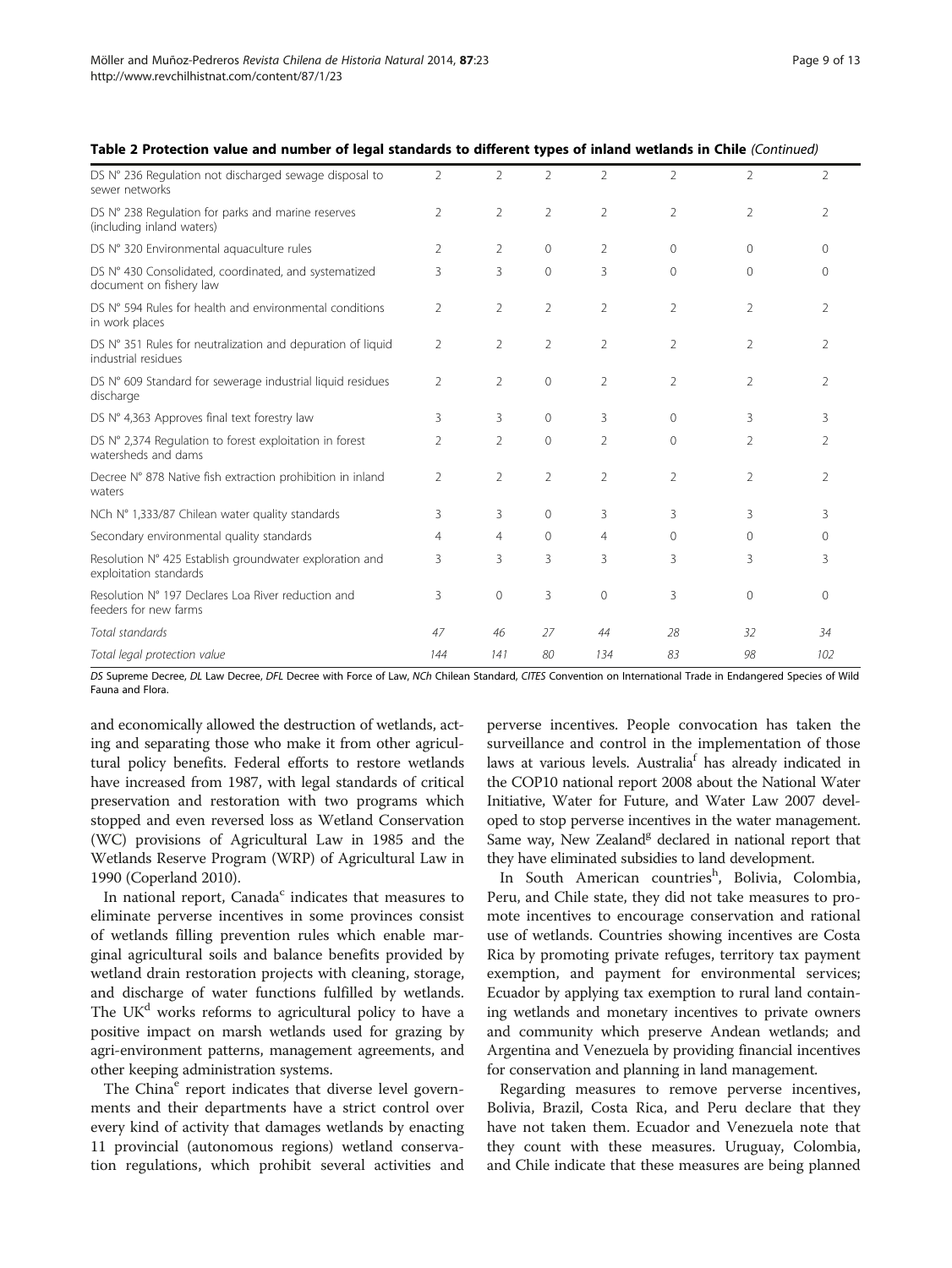**Table 2 Protection value and number of legal standards to different types of inland wetlands in Chile** *(Continued)*

| | | | | | | | |
|---|---|---|---|---|---|---|---|
| DS N° 236 Regulation not discharged sewage disposal to sewer networks | 2 | 2 | 2 | 2 | 2 | 2 | 2 |
| DS N° 238 Regulation for parks and marine reserves (including inland waters) | 2 | 2 | 2 | 2 | 2 | 2 | 2 |
| DS N° 320 Environmental aquaculture rules | 2 | 2 | 0 | 2 | 0 | 0 | 0 |
| DS N° 430 Consolidated, coordinated, and systematized document on fishery law | 3 | 3 | 0 | 3 | 0 | 0 | 0 |
| DS N° 594 Rules for health and environmental conditions in work places | 2 | 2 | 2 | 2 | 2 | 2 | 2 |
| DS N° 351 Rules for neutralization and depuration of liquid industrial residues | 2 | 2 | 2 | 2 | 2 | 2 | 2 |
| DS N° 609 Standard for sewerage industrial liquid residues discharge | 2 | 2 | 0 | 2 | 2 | 2 | 2 |
| DS N° 4,363 Approves final text forestry law | 3 | 3 | 0 | 3 | 0 | 3 | 3 |
| DS N° 2,374 Regulation to forest exploitation in forest watersheds and dams | 2 | 2 | 0 | 2 | 0 | 2 | 2 |
| Decree N° 878 Native fish extraction prohibition in inland waters | 2 | 2 | 2 | 2 | 2 | 2 | 2 |
| NCh N° 1,333/87 Chilean water quality standards | 3 | 3 | 0 | 3 | 3 | 3 | 3 |
| Secondary environmental quality standards | 4 | 4 | 0 | 4 | 0 | 0 | 0 |
| Resolution N° 425 Establish groundwater exploration and exploitation standards | 3 | 3 | 3 | 3 | 3 | 3 | 3 |
| Resolution N° 197 Declares Loa River reduction and feeders for new farms | 3 | 0 | 3 | 0 | 3 | 0 | 0 |
| *Total standards* | *47* | *46* | *27* | *44* | *28* | *32* | *34* |
| *Total legal protection value* | *144* | *141* | *80* | *134* | *83* | *98* | *102* |

*DS* Supreme Decree, *DL* Law Decree, *DFL* Decree with Force of Law, *NCh* Chilean Standard, *CITES* Convention on International Trade in Endangered Species of Wild Fauna and Flora.

and economically allowed the destruction of wetlands, acting and separating those who make it from other agricultural policy benefits. Federal efforts to restore wetlands have increased from 1987, with legal standards of critical preservation and restoration with two programs which stopped and even reversed loss as Wetland Conservation (WC) provisions of Agricultural Law in 1985 and the Wetlands Reserve Program (WRP) of Agricultural Law in 1990 (Coperland 2010).

In national report, Canada[c] indicates that measures to eliminate perverse incentives in some provinces consist of wetlands filling prevention rules which enable marginal agricultural soils and balance benefits provided by wetland drain restoration projects with cleaning, storage, and discharge of water functions fulfilled by wetlands. The UK[d] works reforms to agricultural policy to have a positive impact on marsh wetlands used for grazing by agri-environment patterns, management agreements, and other keeping administration systems.

The China[e] report indicates that diverse level governments and their departments have a strict control over every kind of activity that damages wetlands by enacting 11 provincial (autonomous regions) wetland conservation regulations, which prohibit several activities and perverse incentives. People convocation has taken the surveillance and control in the implementation of those laws at various levels. Australia[f] has already indicated in the COP10 national report 2008 about the National Water Initiative, Water for Future, and Water Law 2007 developed to stop perverse incentives in the water management. Same way, New Zealand[g] declared in national report that they have eliminated subsidies to land development.

In South American countries[h], Bolivia, Colombia, Peru, and Chile state, they did not take measures to promote incentives to encourage conservation and rational use of wetlands. Countries showing incentives are Costa Rica by promoting private refuges, territory tax payment exemption, and payment for environmental services; Ecuador by applying tax exemption to rural land containing wetlands and monetary incentives to private owners and community which preserve Andean wetlands; and Argentina and Venezuela by providing financial incentives for conservation and planning in land management.

Regarding measures to remove perverse incentives, Bolivia, Brazil, Costa Rica, and Peru declare that they have not taken them. Ecuador and Venezuela note that they count with these measures. Uruguay, Colombia, and Chile indicate that these measures are being planned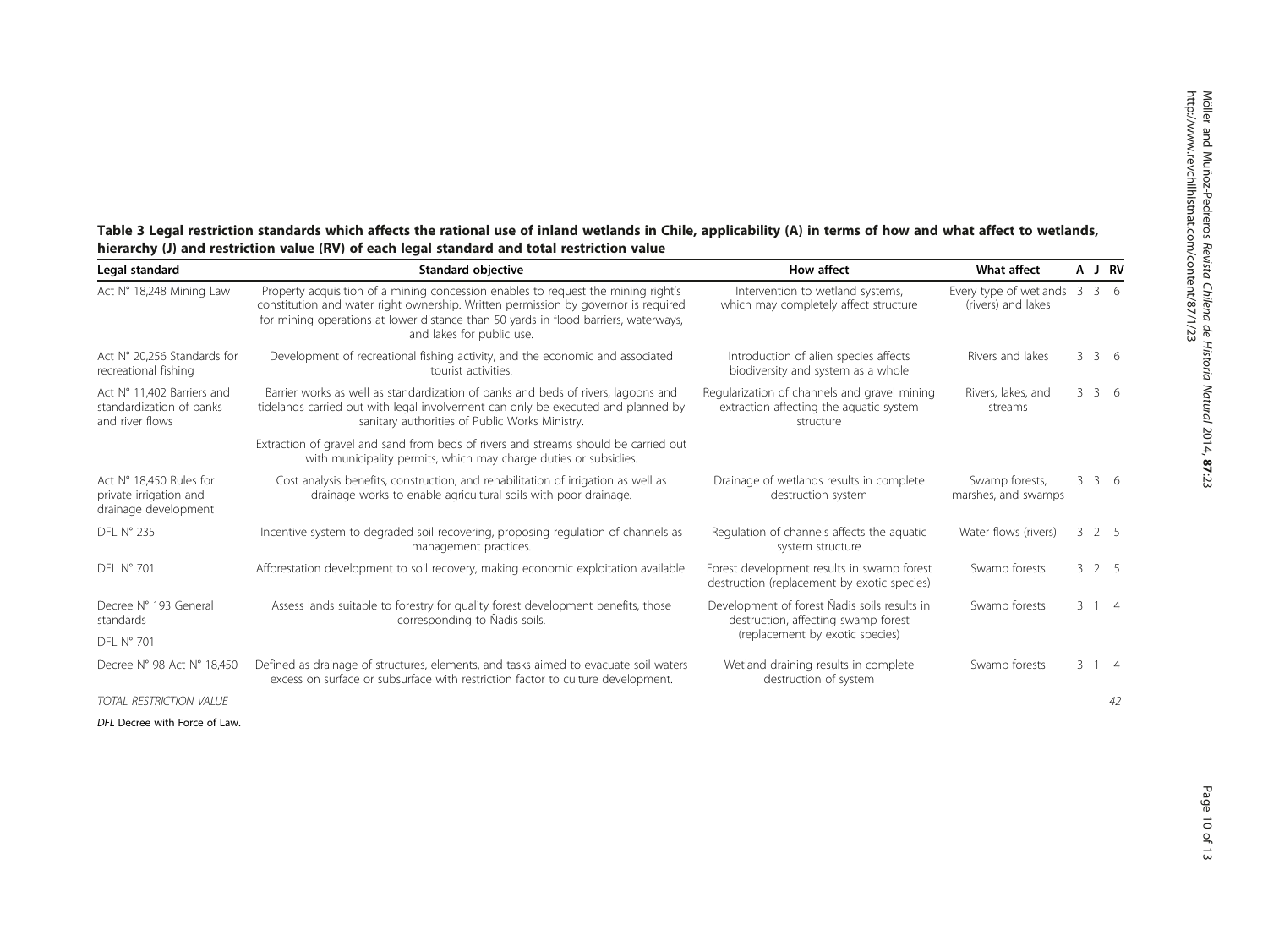**Table 3 Legal restriction standards which affects the rational use of inland wetlands in Chile, applicability (A) in terms of how and what affect to wetlands, hierarchy (J) and restriction value (RV) of each legal standard and total restriction value**

| Legal standard | Standard objective | How affect | What affect | A | J | RV |
|---|---|---|---|---|---|---|
| Act N° 18,248 Mining Law | Property acquisition of a mining concession enables to request the mining right's constitution and water right ownership. Written permission by governor is required for mining operations at lower distance than 50 yards in flood barriers, waterways, and lakes for public use. | Intervention to wetland systems, which may completely affect structure | Every type of wetlands (rivers) and lakes | 3 | 3 | 6 |
| Act N° 20,256 Standards for recreational fishing | Development of recreational fishing activity, and the economic and associated tourist activities. | Introduction of alien species affects biodiversity and system as a whole | Rivers and lakes | 3 | 3 | 6 |
| Act N° 11,402 Barriers and standardization of banks and river flows | Barrier works as well as standardization of banks and beds of rivers, lagoons and tidelands carried out with legal involvement can only be executed and planned by sanitary authorities of Public Works Ministry. | Regularization of channels and gravel mining extraction affecting the aquatic system structure | Rivers, lakes, and streams | 3 | 3 | 6 |
| | Extraction of gravel and sand from beds of rivers and streams should be carried out with municipality permits, which may charge duties or subsidies. | | | | | |
| Act N° 18,450 Rules for private irrigation and drainage development | Cost analysis benefits, construction, and rehabilitation of irrigation as well as drainage works to enable agricultural soils with poor drainage. | Drainage of wetlands results in complete destruction system | Swamp forests, marshes, and swamps | 3 | 3 | 6 |
| DFL N° 235 | Incentive system to degraded soil recovering, proposing regulation of channels as management practices. | Regulation of channels affects the aquatic system structure | Water flows (rivers) | 3 | 2 | 5 |
| DFL N° 701 | Afforestation development to soil recovery, making economic exploitation available. | Forest development results in swamp forest destruction (replacement by exotic species) | Swamp forests | 3 | 2 | 5 |
| Decree N° 193 General standards DFL N° 701 | Assess lands suitable to forestry for quality forest development benefits, those corresponding to Ñadis soils. | Development of forest Ñadis soils results in destruction, affecting swamp forest (replacement by exotic species) | Swamp forests | 3 | 1 | 4 |
| Decree N° 98 Act N° 18,450 | Defined as drainage of structures, elements, and tasks aimed to evacuate soil waters excess on surface or subsurface with restriction factor to culture development. | Wetland draining results in complete destruction of system | Swamp forests | 3 | 1 | 4 |
| *TOTAL RESTRICTION VALUE* | | | | | | *42* |

*DFL* Decree with Force of Law.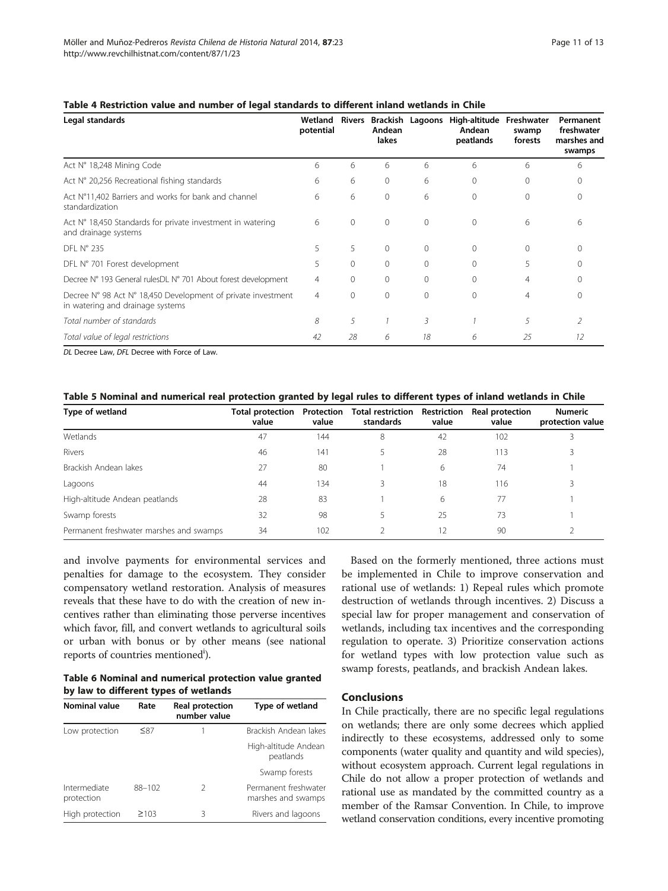**Table 4 Restriction value and number of legal standards to different inland wetlands in Chile**

| Legal standards | Wetland potential | Rivers | Brackish Andean lakes | Lagoons | High-altitude Andean peatlands | Freshwater swamp forests | Permanent freshwater marshes and swamps |
|---|---|---|---|---|---|---|---|
| Act N° 18,248 Mining Code | 6 | 6 | 6 | 6 | 6 | 6 | 6 |
| Act N° 20,256 Recreational fishing standards | 6 | 6 | 0 | 6 | 0 | 0 | 0 |
| Act N°11,402 Barriers and works for bank and channel standardization | 6 | 6 | 0 | 6 | 0 | 0 | 0 |
| Act N° 18,450 Standards for private investment in watering and drainage systems | 6 | 0 | 0 | 0 | 0 | 6 | 6 |
| DFL N° 235 | 5 | 5 | 0 | 0 | 0 | 0 | 0 |
| DFL N° 701 Forest development | 5 | 0 | 0 | 0 | 0 | 5 | 0 |
| Decree N° 193 General rulesDL N° 701 About forest development | 4 | 0 | 0 | 0 | 0 | 4 | 0 |
| Decree N° 98 Act N° 18,450 Development of private investment in watering and drainage systems | 4 | 0 | 0 | 0 | 0 | 4 | 0 |
| *Total number of standards* | *8* | *5* | *1* | *3* | *1* | *5* | *2* |
| *Total value of legal restrictions* | *42* | *28* | *6* | *18* | *6* | *25* | *12* |

*DL* Decree Law, *DFL* Decree with Force of Law.

**Table 5 Nominal and numerical real protection granted by legal rules to different types of inland wetlands in Chile**

| Type of wetland | Total protection value | Protection value | Total restriction standards | Restriction value | Real protection value | Numeric protection value |
|---|---|---|---|---|---|---|
| Wetlands | 47 | 144 | 8 | 42 | 102 | 3 |
| Rivers | 46 | 141 | 5 | 28 | 113 | 3 |
| Brackish Andean lakes | 27 | 80 | 1 | 6 | 74 | 1 |
| Lagoons | 44 | 134 | 3 | 18 | 116 | 3 |
| High-altitude Andean peatlands | 28 | 83 | 1 | 6 | 77 | 1 |
| Swamp forests | 32 | 98 | 5 | 25 | 73 | 1 |
| Permanent freshwater marshes and swamps | 34 | 102 | 2 | 12 | 90 | 2 |

and involve payments for environmental services and penalties for damage to the ecosystem. They consider compensatory wetland restoration. Analysis of measures reveals that these have to do with the creation of new incentives rather than eliminating those perverse incentives which favor, fill, and convert wetlands to agricultural soils or urban with bonus or by other means (see national reports of countries mentioned[l]).

**Table 6 Nominal and numerical protection value granted by law to different types of wetlands**

| Nominal value | Rate | Real protection number value | Type of wetland |
|---|---|---|---|
| Low protection | ≤87 | 1 | Brackish Andean lakes |
| | | | High-altitude Andean peatlands |
| | | | Swamp forests |
| Intermediate protection | 88–102 | 2 | Permanent freshwater marshes and swamps |
| High protection | ≥103 | 3 | Rivers and lagoons |

Based on the formerly mentioned, three actions must be implemented in Chile to improve conservation and rational use of wetlands: 1) Repeal rules which promote destruction of wetlands through incentives. 2) Discuss a special law for proper management and conservation of wetlands, including tax incentives and the corresponding regulation to operate. 3) Prioritize conservation actions for wetland types with low protection value such as swamp forests, peatlands, and brackish Andean lakes.

## Conclusions

In Chile practically, there are no specific legal regulations on wetlands; there are only some decrees which applied indirectly to these ecosystems, addressed only to some components (water quality and quantity and wild species), without ecosystem approach. Current legal regulations in Chile do not allow a proper protection of wetlands and rational use as mandated by the committed country as a member of the Ramsar Convention. In Chile, to improve wetland conservation conditions, every incentive promoting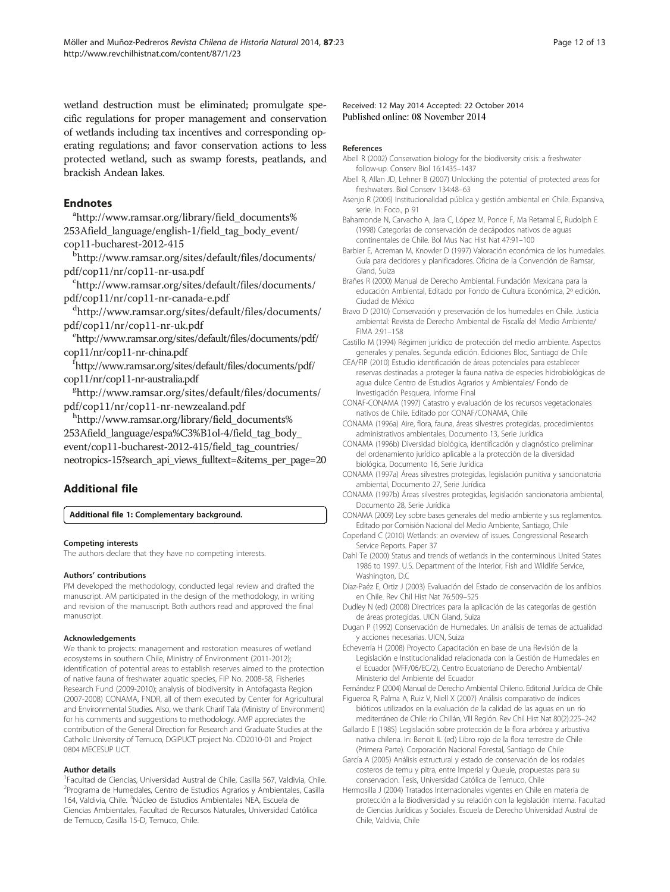wetland destruction must be eliminated; promulgate specific regulations for proper management and conservation of wetlands including tax incentives and corresponding operating regulations; and favor conservation actions to less protected wetland, such as swamp forests, peatlands, and brackish Andean lakes.

## Endnotes

[a]http://www.ramsar.org/library/field_documents%253Afield_language/english-1/field_tag_body_event/cop11-bucharest-2012-415

[b]http://www.ramsar.org/sites/default/files/documents/pdf/cop11/nr/cop11-nr-usa.pdf

[c]http://www.ramsar.org/sites/default/files/documents/pdf/cop11/nr/cop11-nr-canada-e.pdf

[d]http://www.ramsar.org/sites/default/files/documents/pdf/cop11/nr/cop11-nr-uk.pdf

[e]http://www.ramsar.org/sites/default/files/documents/pdf/cop11/nr/cop11-nr-china.pdf

[f]http://www.ramsar.org/sites/default/files/documents/pdf/cop11/nr/cop11-nr-australia.pdf

[g]http://www.ramsar.org/sites/default/files/documents/pdf/cop11/nr/cop11-nr-newzealand.pdf

[h]http://www.ramsar.org/library/field_documents%253Afield_language/espa%C3%B1ol-4/field_tag_body_event/cop11-bucharest-2012-415/field_tag_countries/neotropics-15?search_api_views_fulltext=&items_per_page=20

## Additional file

**Additional file 1: Complementary background.**

#### Competing interests
The authors declare that they have no competing interests.

#### Authors' contributions
PM developed the methodology, conducted legal review and drafted the manuscript. AM participated in the design of the methodology, in writing and revision of the manuscript. Both authors read and approved the final manuscript.

#### Acknowledgements
We thank to projects: management and restoration measures of wetland ecosystems in southern Chile, Ministry of Environment (2011-2012); identification of potential areas to establish reserves aimed to the protection of native fauna of freshwater aquatic species, FIP No. 2008-58, Fisheries Research Fund (2009-2010); analysis of biodiversity in Antofagasta Region (2007-2008) CONAMA, FNDR, all of them executed by Center for Agricultural and Environmental Studies. Also, we thank Charif Tala (Ministry of Environment) for his comments and suggestions to methodology. AMP appreciates the contribution of the General Direction for Research and Graduate Studies at the Catholic University of Temuco, DGIPUCT project No. CD2010-01 and Project 0804 MECESUP UCT.

#### Author details
[1]Facultad de Ciencias, Universidad Austral de Chile, Casilla 567, Valdivia, Chile. [2]Programa de Humedales, Centro de Estudios Agrarios y Ambientales, Casilla 164, Valdivia, Chile. [3]Núcleo de Estudios Ambientales NEA, Escuela de Ciencias Ambientales, Facultad de Recursos Naturales, Universidad Católica de Temuco, Casilla 15-D, Temuco, Chile.

Received: 12 May 2014 Accepted: 22 October 2014
Published online: 08 November 2014

#### References

- Abell R (2002) Conservation biology for the biodiversity crisis: a freshwater follow-up. Conserv Biol 16:1435–1437
- Abell R, Allan JD, Lehner B (2007) Unlocking the potential of protected areas for freshwaters. Biol Conserv 134:48–63
- Asenjo R (2006) Institucionalidad pública y gestión ambiental en Chile. Expansiva, serie. In: Foco., p 91
- Bahamonde N, Carvacho A, Jara C, López M, Ponce F, Ma Retamal E, Rudolph E (1998) Categorías de conservación de decápodos nativos de aguas continentales de Chile. Bol Mus Nac Hist Nat 47:91–100
- Barbier E, Acreman M, Knowler D (1997) Valoración económica de los humedales. Guía para decidores y planificadores. Oficina de la Convención de Ramsar, Gland, Suiza
- Brañes R (2000) Manual de Derecho Ambiental. Fundación Mexicana para la educación Ambiental, Editado por Fondo de Cultura Económica, 2º edición. Ciudad de México
- Bravo D (2010) Conservación y preservación de los humedales en Chile. Justicia ambiental: Revista de Derecho Ambiental de Fiscalía del Medio Ambiente/ FIMA 2:91–158
- Castillo M (1994) Régimen jurídico de protección del medio ambiente. Aspectos generales y penales. Segunda edición. Ediciones Bloc, Santiago de Chile
- CEA/FIP (2010) Estudio identificación de áreas potenciales para establecer reservas destinadas a proteger la fauna nativa de especies hidrobiológicas de agua dulce Centro de Estudios Agrarios y Ambientales/ Fondo de Investigación Pesquera, Informe Final
- CONAF-CONAMA (1997) Catastro y evaluación de los recursos vegetacionales nativos de Chile. Editado por CONAF/CONAMA, Chile
- CONAMA (1996a) Aire, flora, fauna, áreas silvestres protegidas, procedimientos administrativos ambientales, Documento 13, Serie Jurídica
- CONAMA (1996b) Diversidad biológica, identificación y diagnóstico preliminar del ordenamiento jurídico aplicable a la protección de la diversidad biológica, Documento 16, Serie Jurídica
- CONAMA (1997a) Áreas silvestres protegidas, legislación punitiva y sancionatoria ambiental, Documento 27, Serie Jurídica
- CONAMA (1997b) Áreas silvestres protegidas, legislación sancionatoria ambiental, Documento 28, Serie Jurídica
- CONAMA (2009) Ley sobre bases generales del medio ambiente y sus reglamentos. Editado por Comisión Nacional del Medio Ambiente, Santiago, Chile
- Coperland C (2010) Wetlands: an overview of issues. Congressional Research Service Reports. Paper 37
- Dahl Te (2000) Status and trends of wetlands in the conterminous United States 1986 to 1997. U.S. Department of the Interior, Fish and Wildlife Service, Washington, D.C
- Díaz-Paéz E, Ortiz J (2003) Evaluación del Estado de conservación de los anfibios en Chile. Rev Chil Hist Nat 76:509–525
- Dudley N (ed) (2008) Directrices para la aplicación de las categorías de gestión de áreas protegidas. UICN Gland, Suiza
- Dugan P (1992) Conservación de Humedales. Un análisis de temas de actualidad y acciones necesarias. UICN, Suiza
- Echeverría H (2008) Proyecto Capacitación en base de una Revisión de la Legislación e Institucionalidad relacionada con la Gestión de Humedales en el Ecuador (WFF/06/EC/2), Centro Ecuatoriano de Derecho Ambiental/ Ministerio del Ambiente del Ecuador
- Fernández P (2004) Manual de Derecho Ambiental Chileno. Editorial Jurídica de Chile
- Figueroa R, Palma A, Ruiz V, Niell X (2007) Análisis comparativo de índices bióticos utilizados en la evaluación de la calidad de las aguas en un río mediterráneo de Chile: río Chillán, VIII Región. Rev Chil Hist Nat 80(2):225–242
- Gallardo E (1985) Legislación sobre protección de la flora arbórea y arbustiva nativa chilena. In: Benoit IL (ed) Libro rojo de la flora terrestre de Chile (Primera Parte). Corporación Nacional Forestal, Santiago de Chile
- García A (2005) Análisis estructural y estado de conservación de los rodales costeros de temu y pitra, entre Imperial y Queule, propuestas para su conservacion. Tesis, Universidad Católica de Temuco, Chile
- Hermosilla J (2004) Tratados Internacionales vigentes en Chile en materia de protección a la Biodiversidad y su relación con la legislación interna. Facultad de Ciencias Jurídicas y Sociales. Escuela de Derecho Universidad Austral de Chile, Valdivia, Chile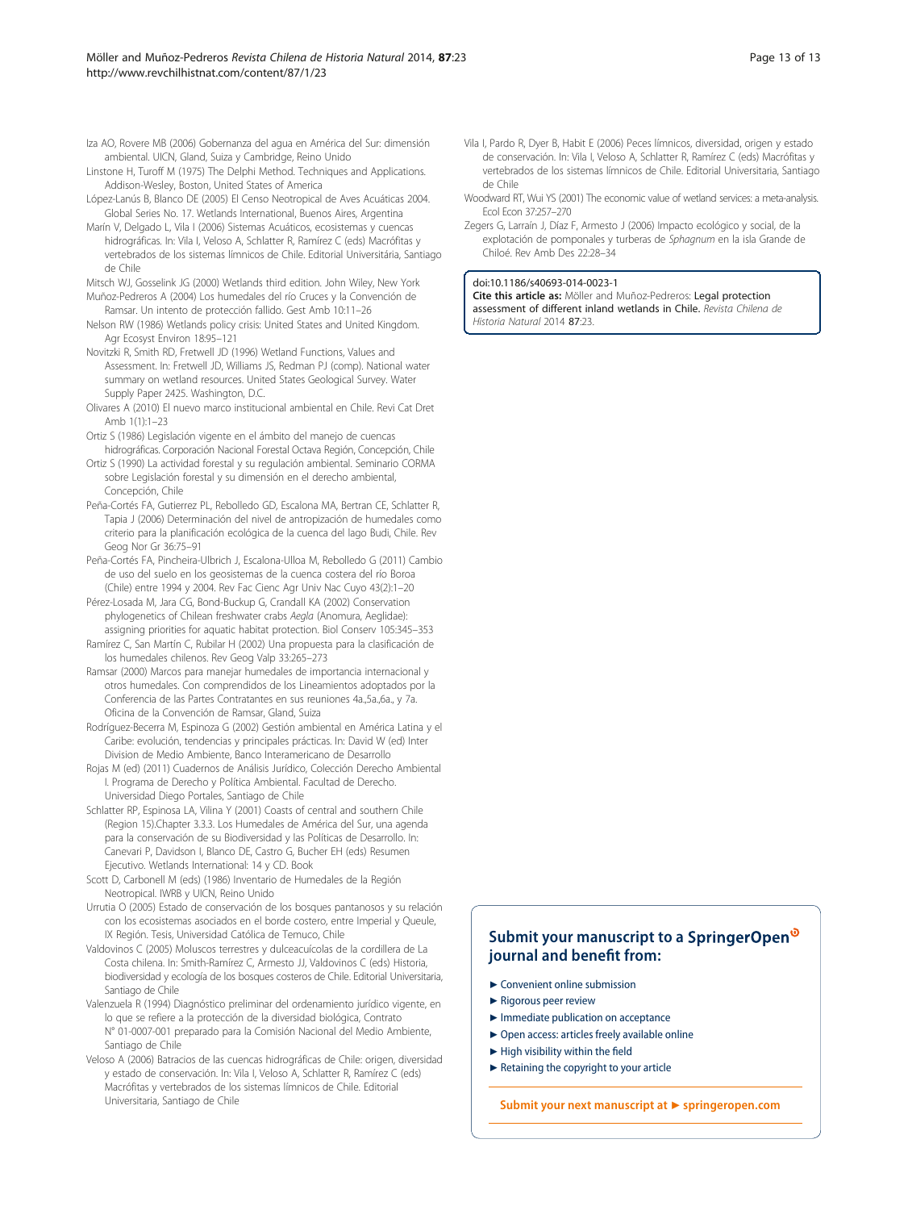Iza AO, Rovere MB (2006) Gobernanza del agua en América del Sur: dimensión ambiental. UICN, Gland, Suiza y Cambridge, Reino Unido

Linstone H, Turoff M (1975) The Delphi Method. Techniques and Applications. Addison-Wesley, Boston, United States of America

López-Lanús B, Blanco DE (2005) El Censo Neotropical de Aves Acuáticas 2004. Global Series No. 17. Wetlands International, Buenos Aires, Argentina

Marín V, Delgado L, Vila I (2006) Sistemas Acuáticos, ecosistemas y cuencas hidrográficas. In: Vila I, Veloso A, Schlatter R, Ramírez C (eds) Macrófitas y vertebrados de los sistemas límnicos de Chile. Editorial Universitária, Santiago de Chile

Mitsch WJ, Gosselink JG (2000) Wetlands third edition. John Wiley, New York

Muñoz-Pedreros A (2004) Los humedales del río Cruces y la Convención de Ramsar. Un intento de protección fallido. Gest Amb 10:11–26

Nelson RW (1986) Wetlands policy crisis: United States and United Kingdom. Agr Ecosyst Environ 18:95–121

Novitzki R, Smith RD, Fretwell JD (1996) Wetland Functions, Values and Assessment. In: Fretwell JD, Williams JS, Redman PJ (comp). National water summary on wetland resources. United States Geological Survey. Water Supply Paper 2425. Washington, D.C.

Olivares A (2010) El nuevo marco institucional ambiental en Chile. Revi Cat Dret Amb 1(1):1–23

Ortiz S (1986) Legislación vigente en el ámbito del manejo de cuencas hidrográficas. Corporación Nacional Forestal Octava Región, Concepción, Chile

Ortiz S (1990) La actividad forestal y su regulación ambiental. Seminario CORMA sobre Legislación forestal y su dimensión en el derecho ambiental, Concepción, Chile

Peña-Cortés FA, Gutierrez PL, Rebolledo GD, Escalona MA, Bertran CE, Schlatter R, Tapia J (2006) Determinación del nivel de antropización de humedales como criterio para la planificación ecológica de la cuenca del lago Budi, Chile. Rev Geog Nor Gr 36:75–91

Peña-Cortés FA, Pincheira-Ulbrich J, Escalona-Ulloa M, Rebolledo G (2011) Cambio de uso del suelo en los geosistemas de la cuenca costera del río Boroa (Chile) entre 1994 y 2004. Rev Fac Cienc Agr Univ Nac Cuyo 43(2):1–20

Pérez-Losada M, Jara CG, Bond-Buckup G, Crandall KA (2002) Conservation phylogenetics of Chilean freshwater crabs *Aegla* (Anomura, Aeglidae): assigning priorities for aquatic habitat protection. Biol Conserv 105:345–353

Ramírez C, San Martín C, Rubilar H (2002) Una propuesta para la clasificación de los humedales chilenos. Rev Geog Valp 33:265–273

Ramsar (2000) Marcos para manejar humedales de importancia internacional y otros humedales. Con comprendidos de los Lineamientos adoptados por la Conferencia de las Partes Contratantes en sus reuniones 4a.,5a.,6a., y 7a. Oficina de la Convención de Ramsar, Gland, Suiza

Rodríguez-Becerra M, Espinoza G (2002) Gestión ambiental en América Latina y el Caribe: evolución, tendencias y principales prácticas. In: David W (ed) Inter Division de Medio Ambiente, Banco Interamericano de Desarrollo

Rojas M (ed) (2011) Cuadernos de Análisis Jurídico, Colección Derecho Ambiental I. Programa de Derecho y Política Ambiental. Facultad de Derecho. Universidad Diego Portales, Santiago de Chile

Schlatter RP, Espinosa LA, Vilina Y (2001) Coasts of central and southern Chile (Region 15).Chapter 3.3.3. Los Humedales de América del Sur, una agenda para la conservación de su Biodiversidad y las Políticas de Desarrollo. In: Canevari P, Davidson I, Blanco DE, Castro G, Bucher EH (eds) Resumen Ejecutivo. Wetlands International: 14 y CD. Book

Scott D, Carbonell M (eds) (1986) Inventario de Humedales de la Región Neotropical. IWRB y UICN, Reino Unido

Urrutia O (2005) Estado de conservación de los bosques pantanosos y su relación con los ecosistemas asociados en el borde costero, entre Imperial y Queule, IX Región. Tesis, Universidad Católica de Temuco, Chile

Valdovinos C (2005) Moluscos terrestres y dulceacuícolas de la cordillera de La Costa chilena. In: Smith-Ramírez C, Armesto JJ, Valdovinos C (eds) Historia, biodiversidad y ecología de los bosques costeros de Chile. Editorial Universitaria, Santiago de Chile

Valenzuela R (1994) Diagnóstico preliminar del ordenamiento jurídico vigente, en lo que se refiere a la protección de la diversidad biológica, Contrato N° 01-0007-001 preparado para la Comisión Nacional del Medio Ambiente, Santiago de Chile

Veloso A (2006) Batracios de las cuencas hidrográficas de Chile: origen, diversidad y estado de conservación. In: Vila I, Veloso A, Schlatter R, Ramírez C (eds) Macrófitas y vertebrados de los sistemas límnicos de Chile. Editorial Universitaria, Santiago de Chile

Vila I, Pardo R, Dyer B, Habit E (2006) Peces límnicos, diversidad, origen y estado de conservación. In: Vila I, Veloso A, Schlatter R, Ramírez C (eds) Macrófitas y vertebrados de los sistemas límnicos de Chile. Editorial Universitaria, Santiago de Chile

Woodward RT, Wui YS (2001) The economic value of wetland services: a meta-analysis. Ecol Econ 37:257–270

Zegers G, Larraín J, Díaz F, Armesto J (2006) Impacto ecológico y social, de la explotación de pomponales y turberas de *Sphagnum* en la isla Grande de Chiloé. Rev Amb Des 22:28–34

doi:10.1186/s40693-014-0023-1

**Cite this article as:** Möller and Muñoz-Pedreros: Legal protection assessment of different inland wetlands in Chile. *Revista Chilena de Historia Natural* 2014 **87**:23.

**Submit your manuscript to a SpringerOpen journal and benefit from:**

- ► Convenient online submission
- ► Rigorous peer review
- ► Immediate publication on acceptance
- ► Open access: articles freely available online
- ► High visibility within the field
- ► Retaining the copyright to your article

**Submit your next manuscript at ► springeropen.com**